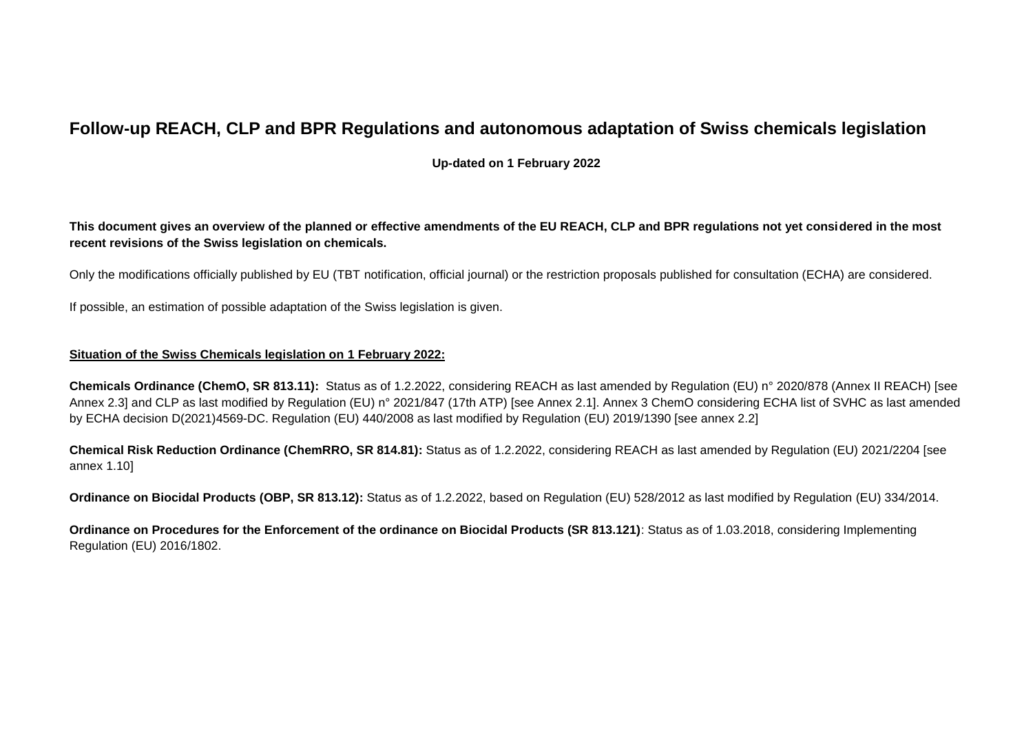# Follow-up REACH, CLP and BPR Regulations and autonomous adaptation of Swiss chemicals legislation

**Up-dated on 1 February 2022**

**This document gives an overview of the planned or effective amendments of the EU REACH, CLP and BPR regulations not yet considered in the most recent revisions of the Swiss legislation on chemicals.**

Only the modifications officially published by EU (TBT notification, official journal) or the restriction proposals published for consultation (ECHA) are considered.

If possible, an estimation of possible adaptation of the Swiss legislation is given.

**Situation of the Swiss Chemicals legislation on 1 February 2022:**

**Chemicals Ordinance (ChemO, SR 813.11):** Status as of 1.2.2022, considering REACH as last amended by Regulation (EU) n° 2020/878 (Annex II REACH) [see Annex 2.3] and CLP as last modified by Regulation (EU) n° 2021/847 (17th ATP) [see Annex 2.1]. Annex 3 ChemO considering ECHA list of SVHC as last amended by ECHA decision D(2021)4569-DC. Regulation (EU) 440/2008 as last modified by Regulation (EU) 2019/1390 [see annex 2.2]

**Chemical Risk Reduction Ordinance (ChemRRO, SR 814.81):** Status as of 1.2.2022, considering REACH as last amended by Regulation (EU) 2021/2204 [see annex 1.10]

**Ordinance on Biocidal Products (OBP, SR 813.12):** Status as of 1.2.2022, based on Regulation (EU) 528/2012 as last modified by Regulation (EU) 334/2014.

**Ordinance on Procedures for the Enforcement of the ordinance on Biocidal Products (SR 813.121)**: Status as of 1.03.2018, considering Implementing Regulation (EU) 2016/1802.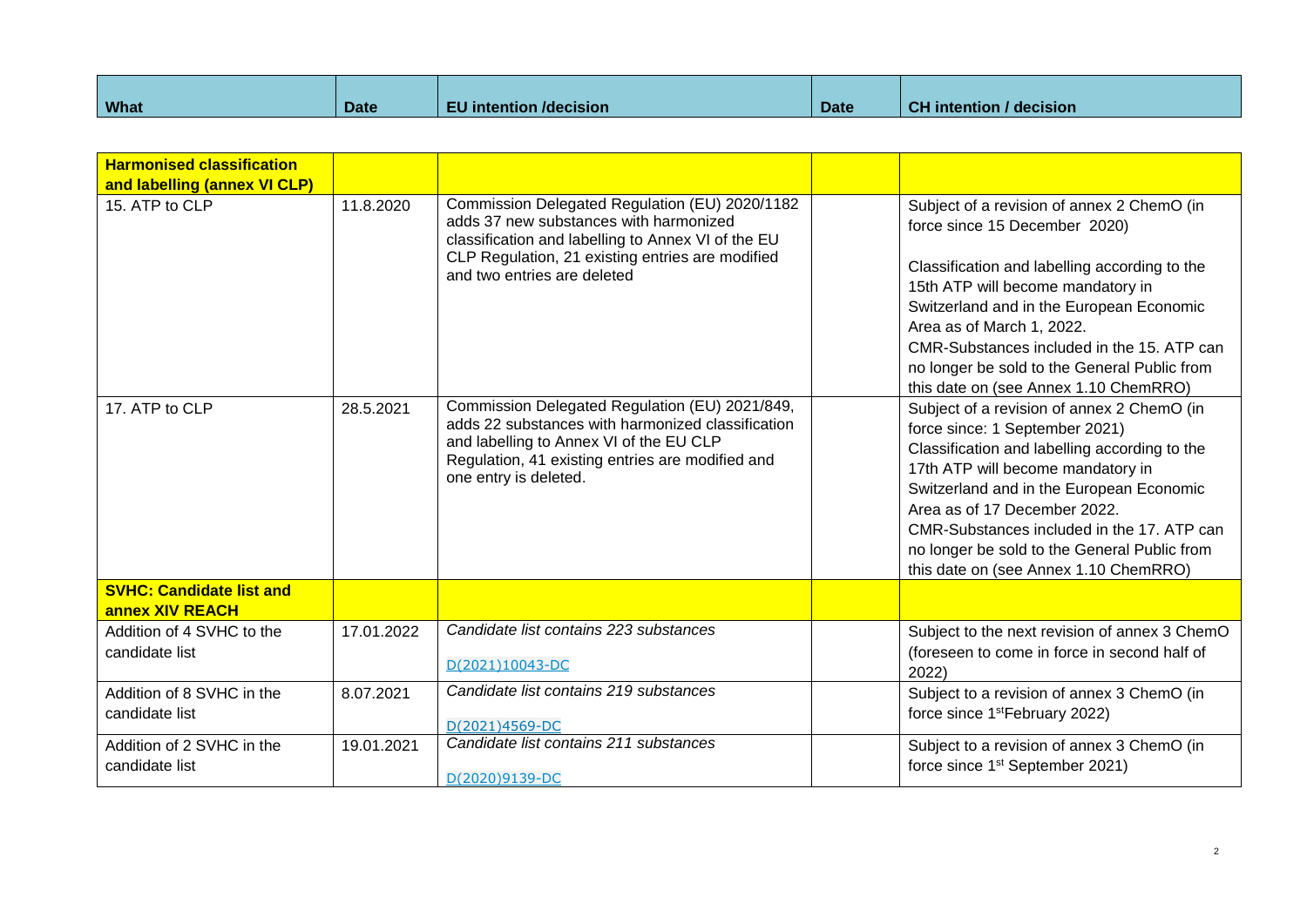| What | Date | EU intention /decision | Date | CH intention / decision |
|---|---|---|---|---|
| **Harmonised classification and labelling (annex VI CLP)** | | | | |
| 15. ATP to CLP | 11.8.2020 | Commission Delegated Regulation (EU) 2020/1182 adds 37 new substances with harmonized classification and labelling to Annex VI of the EU CLP Regulation, 21 existing entries are modified and two entries are deleted | | Subject of a revision of annex 2 ChemO (in force since 15 December 2020)<br><br>Classification and labelling according to the 15th ATP will become mandatory in Switzerland and in the European Economic Area as of March 1, 2022.<br>CMR-Substances included in the 15. ATP can no longer be sold to the General Public from this date on (see Annex 1.10 ChemRRO) |
| 17. ATP to CLP | 28.5.2021 | Commission Delegated Regulation (EU) 2021/849, adds 22 substances with harmonized classification and labelling to Annex VI of the EU CLP Regulation, 41 existing entries are modified and one entry is deleted. | | Subject of a revision of annex 2 ChemO (in force since: 1 September 2021)<br>Classification and labelling according to the 17th ATP will become mandatory in Switzerland and in the European Economic Area as of 17 December 2022.<br>CMR-Substances included in the 17. ATP can no longer be sold to the General Public from this date on (see Annex 1.10 ChemRRO) |
| **SVHC: Candidate list and annex XIV REACH** | | | | |
| Addition of 4 SVHC to the candidate list | 17.01.2022 | *Candidate list contains 223 substances*<br><br>D(2021)10043-DC | | Subject to the next revision of annex 3 ChemO (foreseen to come in force in second half of 2022) |
| Addition of 8 SVHC in the candidate list | 8.07.2021 | *Candidate list contains 219 substances*<br><br>D(2021)4569-DC | | Subject to a revision of annex 3 ChemO (in force since 1st February 2022) |
| Addition of 2 SVHC in the candidate list | 19.01.2021 | *Candidate list contains 211 substances*<br><br>D(2020)9139-DC | | Subject to a revision of annex 3 ChemO (in force since 1st September 2021) |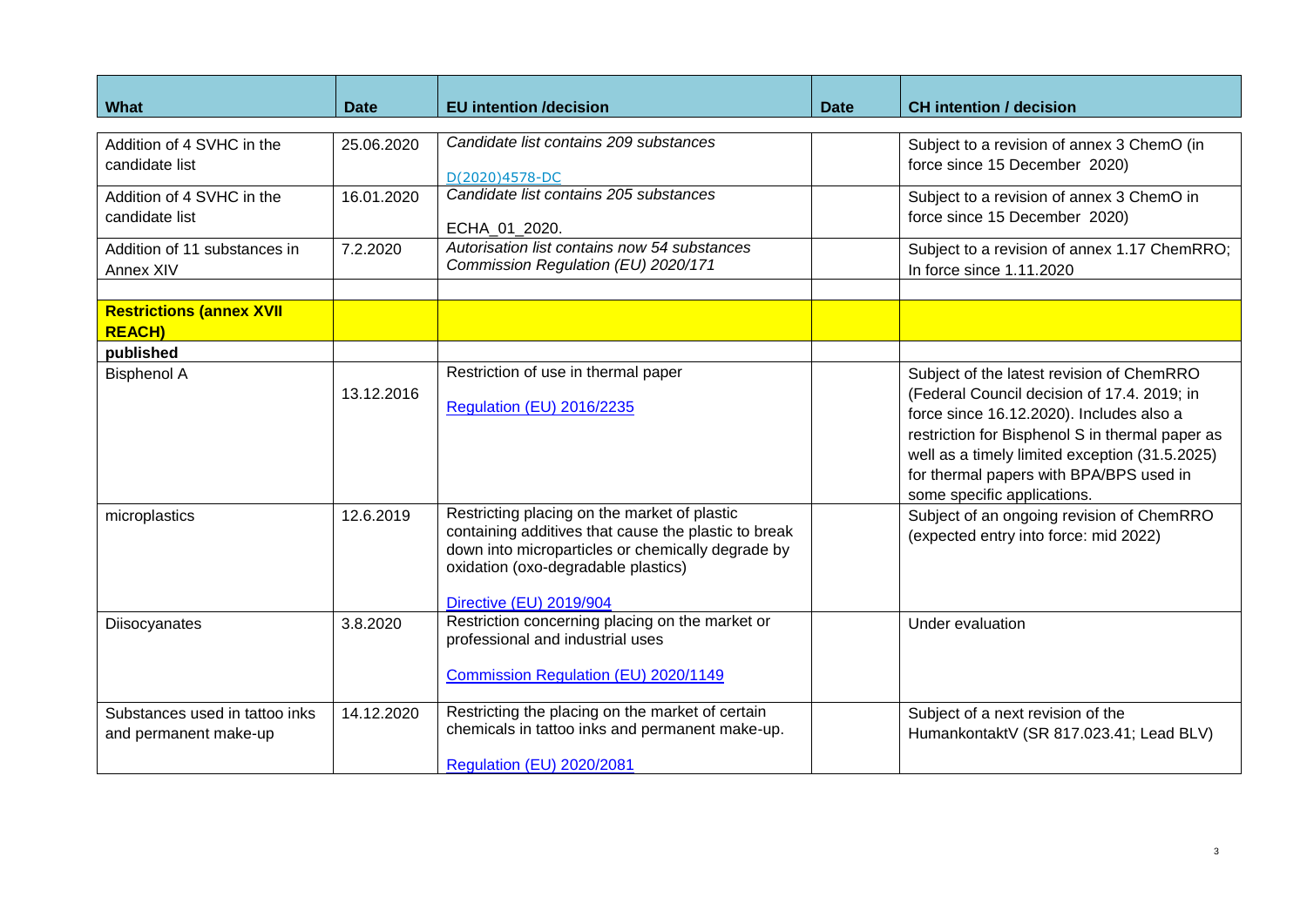| What | Date | EU intention /decision | Date | CH intention / decision |
| --- | --- | --- | --- | --- |
| Addition of 4 SVHC in the candidate list | 25.06.2020 | *Candidate list contains 209 substances*<br><br>D(2020)4578-DC | | Subject to a revision of annex 3 ChemO (in force since 15 December 2020) |
| Addition of 4 SVHC in the candidate list | 16.01.2020 | *Candidate list contains 205 substances*<br><br>ECHA_01_2020. | | Subject to a revision of annex 3 ChemO in force since 15 December 2020) |
| Addition of 11 substances in Annex XIV | 7.2.2020 | *Autorisation list contains now 54 substances Commission Regulation (EU) 2020/171* | | Subject to a revision of annex 1.17 ChemRRO; In force since 1.11.2020 |
| | | | | |
| **Restrictions (annex XVII REACH)** | | | | |
| **published** | | | | |
| Bisphenol A | 13.12.2016 | Restriction of use in thermal paper<br><br>Regulation (EU) 2016/2235 | | Subject of the latest revision of ChemRRO (Federal Council decision of 17.4. 2019; in force since 16.12.2020). Includes also a restriction for Bisphenol S in thermal paper as well as a timely limited exception (31.5.2025) for thermal papers with BPA/BPS used in some specific applications. |
| microplastics | 12.6.2019 | Restricting placing on the market of plastic containing additives that cause the plastic to break down into microparticles or chemically degrade by oxidation (oxo-degradable plastics)<br><br>Directive (EU) 2019/904 | | Subject of an ongoing revision of ChemRRO (expected entry into force: mid 2022) |
| Diisocyanates | 3.8.2020 | Restriction concerning placing on the market or professional and industrial uses<br><br>Commission Regulation (EU) 2020/1149 | | Under evaluation |
| Substances used in tattoo inks and permanent make-up | 14.12.2020 | Restricting the placing on the market of certain chemicals in tattoo inks and permanent make-up.<br><br>Regulation (EU) 2020/2081 | | Subject of a next revision of the HumankontaktV (SR 817.023.41; Lead BLV) |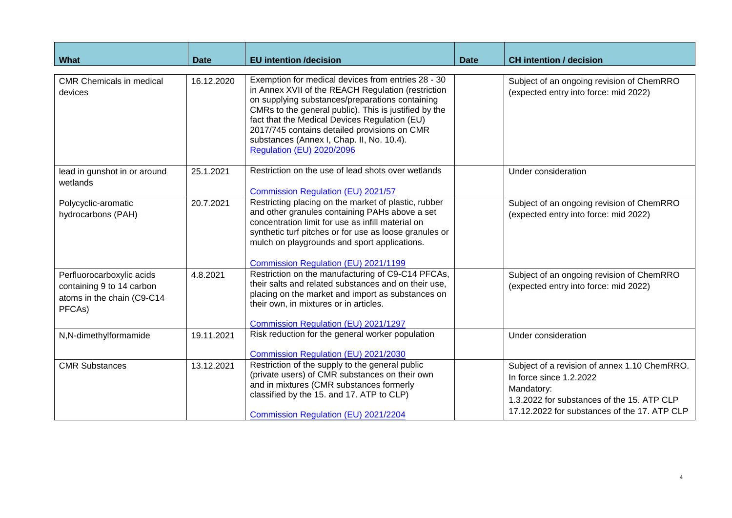| What | Date | EU intention /decision | Date | CH intention / decision |
|---|---|---|---|---|
| CMR Chemicals in medical devices | 16.12.2020 | Exemption for medical devices from entries 28 - 30 in Annex XVII of the REACH Regulation (restriction on supplying substances/preparations containing CMRs to the general public). This is justified by the fact that the Medical Devices Regulation (EU) 2017/745 contains detailed provisions on CMR substances (Annex I, Chap. II, No. 10.4). [Regulation (EU) 2020/2096] | | Subject of an ongoing revision of ChemRRO (expected entry into force: mid 2022) |
| lead in gunshot in or around wetlands | 25.1.2021 | Restriction on the use of lead shots over wetlands [Commission Regulation (EU) 2021/57] | | Under consideration |
| Polycyclic-aromatic hydrocarbons (PAH) | 20.7.2021 | Restricting placing on the market of plastic, rubber and other granules containing PAHs above a set concentration limit for use as infill material on synthetic turf pitches or for use as loose granules or mulch on playgrounds and sport applications. [Commission Regulation (EU) 2021/1199] | | Subject of an ongoing revision of ChemRRO (expected entry into force: mid 2022) |
| Perfluorocarboxylic acids containing 9 to 14 carbon atoms in the chain (C9-C14 PFCAs) | 4.8.2021 | Restriction on the manufacturing of C9-C14 PFCAs, their salts and related substances and on their use, placing on the market and import as substances on their own, in mixtures or in articles. [Commission Regulation (EU) 2021/1297] | | Subject of an ongoing revision of ChemRRO (expected entry into force: mid 2022) |
| N,N-dimethylformamide | 19.11.2021 | Risk reduction for the general worker population [Commission Regulation (EU) 2021/2030] | | Under consideration |
| CMR Substances | 13.12.2021 | Restriction of the supply to the general public (private users) of CMR substances on their own and in mixtures (CMR substances formerly classified by the 15. and 17. ATP to CLP) [Commission Regulation (EU) 2021/2204] | | Subject of a revision of annex 1.10 ChemRRO. In force since 1.2.2022 Mandatory: 1.3.2022 for substances of the 15. ATP CLP 17.12.2022 for substances of the 17. ATP CLP |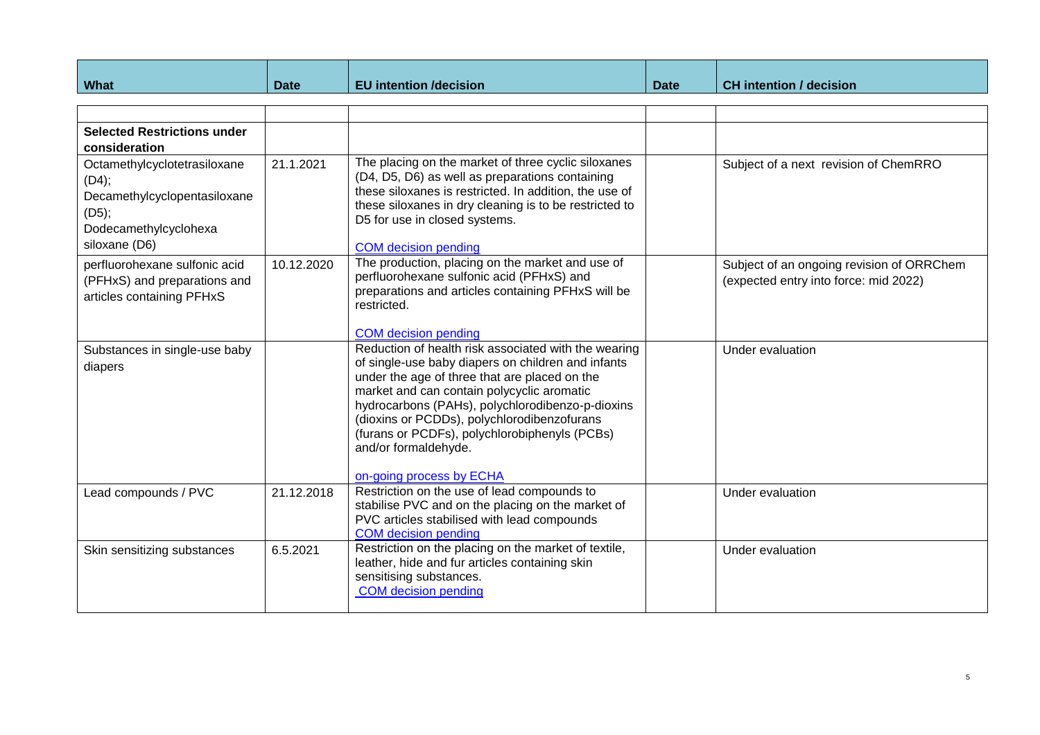| What | Date | EU intention /decision | Date | CH intention / decision |
|---|---|---|---|---|
| | | | | |
| **Selected Restrictions under consideration** | | | | |
| Octamethylcyclotetrasiloxane (D4); Decamethylcyclopentasiloxane (D5); Dodecamethylcyclohexa siloxane (D6) | 21.1.2021 | The placing on the market of three cyclic siloxanes (D4, D5, D6) as well as preparations containing these siloxanes is restricted. In addition, the use of these siloxanes in dry cleaning is to be restricted to D5 for use in closed systems.<br><br>COM decision pending | | Subject of a next revision of ChemRRO |
| perfluorohexane sulfonic acid (PFHxS) and preparations and articles containing PFHxS | 10.12.2020 | The production, placing on the market and use of perfluorohexane sulfonic acid (PFHxS) and preparations and articles containing PFHxS will be restricted.<br><br>COM decision pending | | Subject of an ongoing revision of ORRChem (expected entry into force: mid 2022) |
| Substances in single-use baby diapers | | Reduction of health risk associated with the wearing of single-use baby diapers on children and infants under the age of three that are placed on the market and can contain polycyclic aromatic hydrocarbons (PAHs), polychlorodibenzo-p-dioxins (dioxins or PCDDs), polychlorodibenzofurans (furans or PCDFs), polychlorobiphenyls (PCBs) and/or formaldehyde.<br><br>on-going process by ECHA | | Under evaluation |
| Lead compounds / PVC | 21.12.2018 | Restriction on the use of lead compounds to stabilise PVC and on the placing on the market of PVC articles stabilised with lead compounds<br>COM decision pending | | Under evaluation |
| Skin sensitizing substances | 6.5.2021 | Restriction on the placing on the market of textile, leather, hide and fur articles containing skin sensitising substances.<br>COM decision pending | | Under evaluation |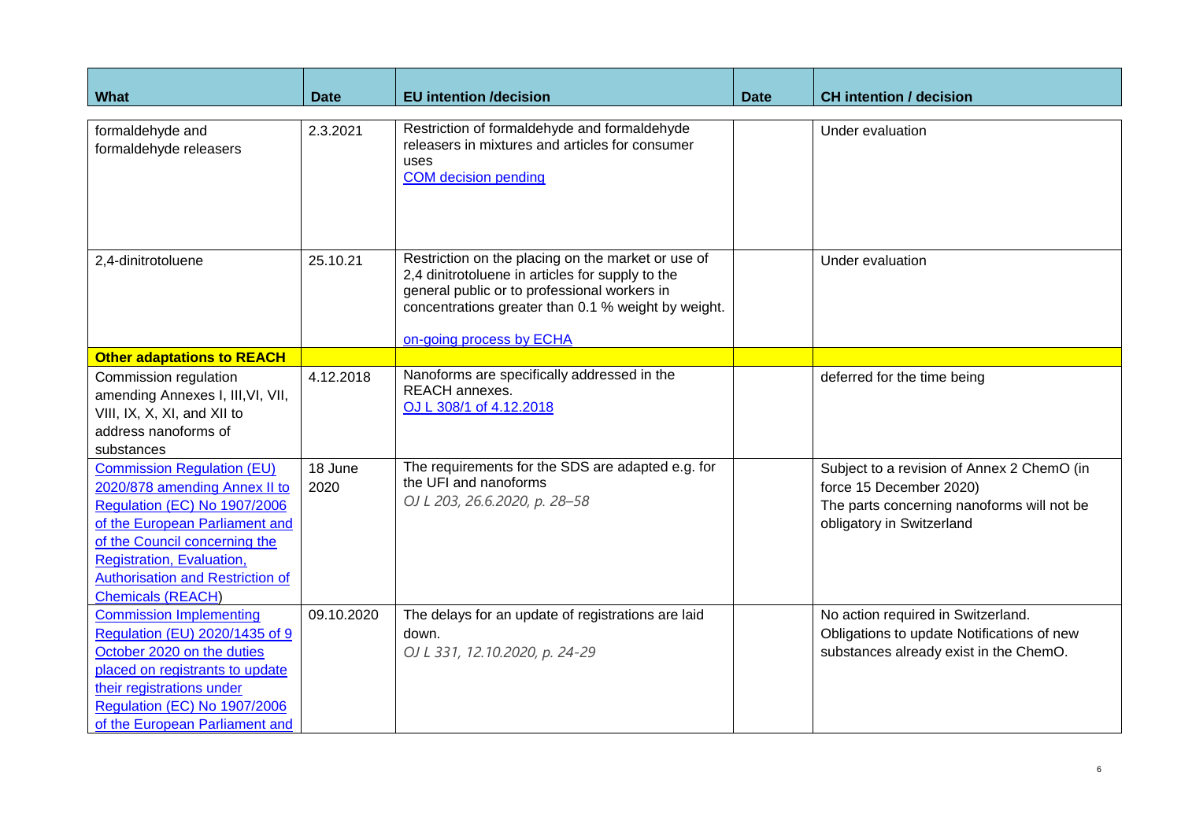| What | Date | EU intention /decision | Date | CH intention / decision |
|---|---|---|---|---|
| formaldehyde and formaldehyde releasers | 2.3.2021 | Restriction of formaldehyde and formaldehyde releasers in mixtures and articles for consumer uses<br>COM decision pending | | Under evaluation |
| 2,4-dinitrotoluene | 25.10.21 | Restriction on the placing on the market or use of 2,4 dinitrotoluene in articles for supply to the general public or to professional workers in concentrations greater than 0.1 % weight by weight.<br><br>on-going process by ECHA | | Under evaluation |
| **Other adaptations to REACH** | | | | |
| Commission regulation amending Annexes I, III,VI, VII, VIII, IX, X, XI, and XII to address nanoforms of substances | 4.12.2018 | Nanoforms are specifically addressed in the REACH annexes.<br>OJ L 308/1 of 4.12.2018 | | deferred for the time being |
| Commission Regulation (EU) 2020/878 amending Annex II to Regulation (EC) No 1907/2006 of the European Parliament and of the Council concerning the Registration, Evaluation, Authorisation and Restriction of Chemicals (REACH) | 18 June 2020 | The requirements for the SDS are adapted e.g. for the UFI and nanoforms<br>*OJ L 203, 26.6.2020, p. 28–58* | | Subject to a revision of Annex 2 ChemO (in force 15 December 2020)<br>The parts concerning nanoforms will not be obligatory in Switzerland |
| Commission Implementing Regulation (EU) 2020/1435 of 9 October 2020 on the duties placed on registrants to update their registrations under Regulation (EC) No 1907/2006 of the European Parliament and | 09.10.2020 | The delays for an update of registrations are laid down.<br>*OJ L 331, 12.10.2020, p. 24-29* | | No action required in Switzerland.<br>Obligations to update Notifications of new substances already exist in the ChemO. |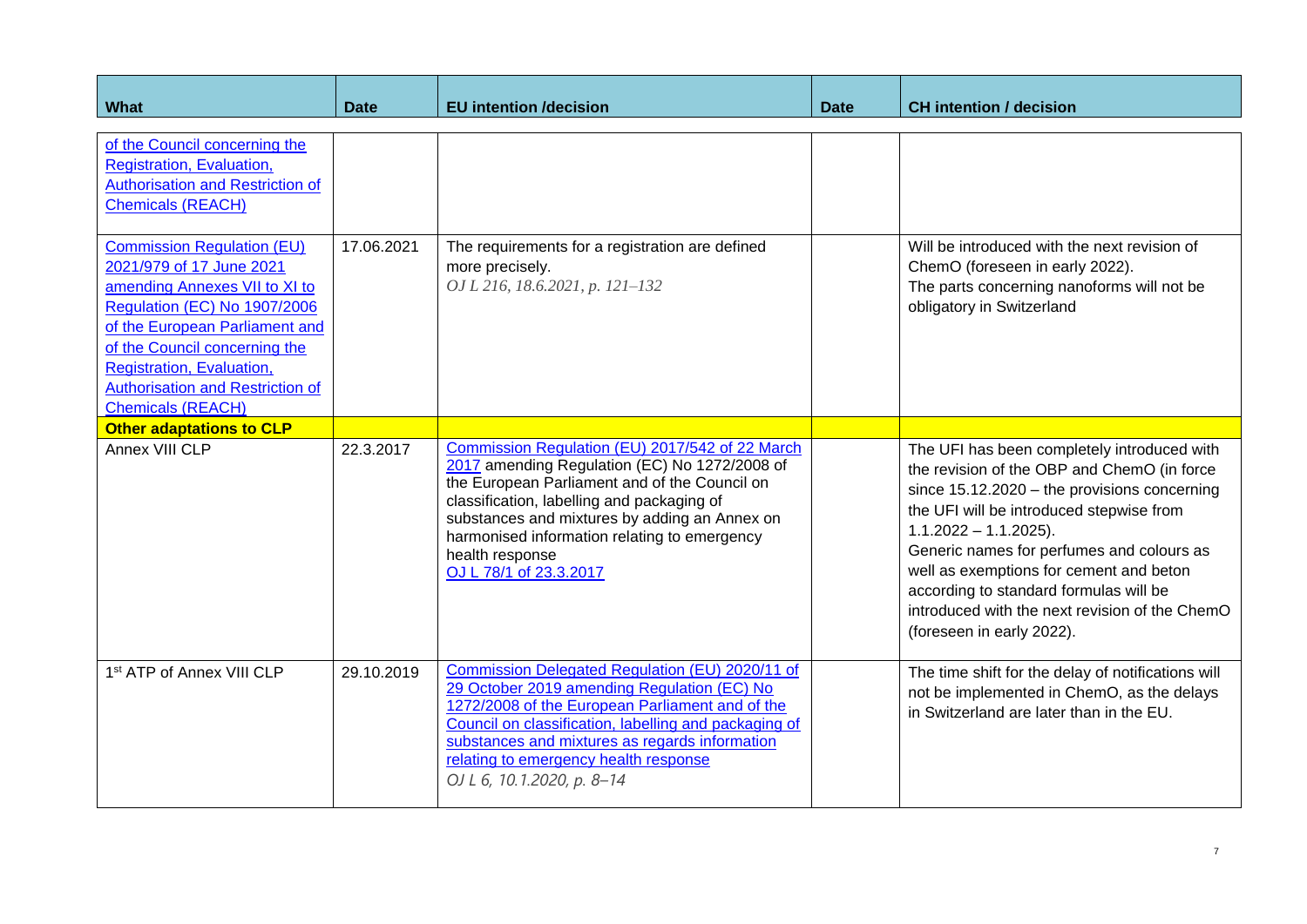| What | Date | EU intention /decision | Date | CH intention / decision |
|---|---|---|---|---|
| of the Council concerning the Registration, Evaluation, Authorisation and Restriction of Chemicals (REACH) | | | | |
| Commission Regulation (EU) 2021/979 of 17 June 2021 amending Annexes VII to XI to Regulation (EC) No 1907/2006 of the European Parliament and of the Council concerning the Registration, Evaluation, Authorisation and Restriction of Chemicals (REACH) | 17.06.2021 | The requirements for a registration are defined more precisely.<br>*OJ L 216, 18.6.2021, p. 121–132* | | Will be introduced with the next revision of ChemO (foreseen in early 2022).<br>The parts concerning nanoforms will not be obligatory in Switzerland |
| **Other adaptations to CLP** | | | | |
| Annex VIII CLP | 22.3.2017 | Commission Regulation (EU) 2017/542 of 22 March 2017 amending Regulation (EC) No 1272/2008 of the European Parliament and of the Council on classification, labelling and packaging of substances and mixtures by adding an Annex on harmonised information relating to emergency health response<br>OJ L 78/1 of 23.3.2017 | | The UFI has been completely introduced with the revision of the OBP and ChemO (in force since 15.12.2020 – the provisions concerning the UFI will be introduced stepwise from 1.1.2022 – 1.1.2025).<br>Generic names for perfumes and colours as well as exemptions for cement and beton according to standard formulas will be introduced with the next revision of the ChemO (foreseen in early 2022). |
| 1st ATP of Annex VIII CLP | 29.10.2019 | Commission Delegated Regulation (EU) 2020/11 of 29 October 2019 amending Regulation (EC) No 1272/2008 of the European Parliament and of the Council on classification, labelling and packaging of substances and mixtures as regards information relating to emergency health response<br>*OJ L 6, 10.1.2020, p. 8–14* | | The time shift for the delay of notifications will not be implemented in ChemO, as the delays in Switzerland are later than in the EU. |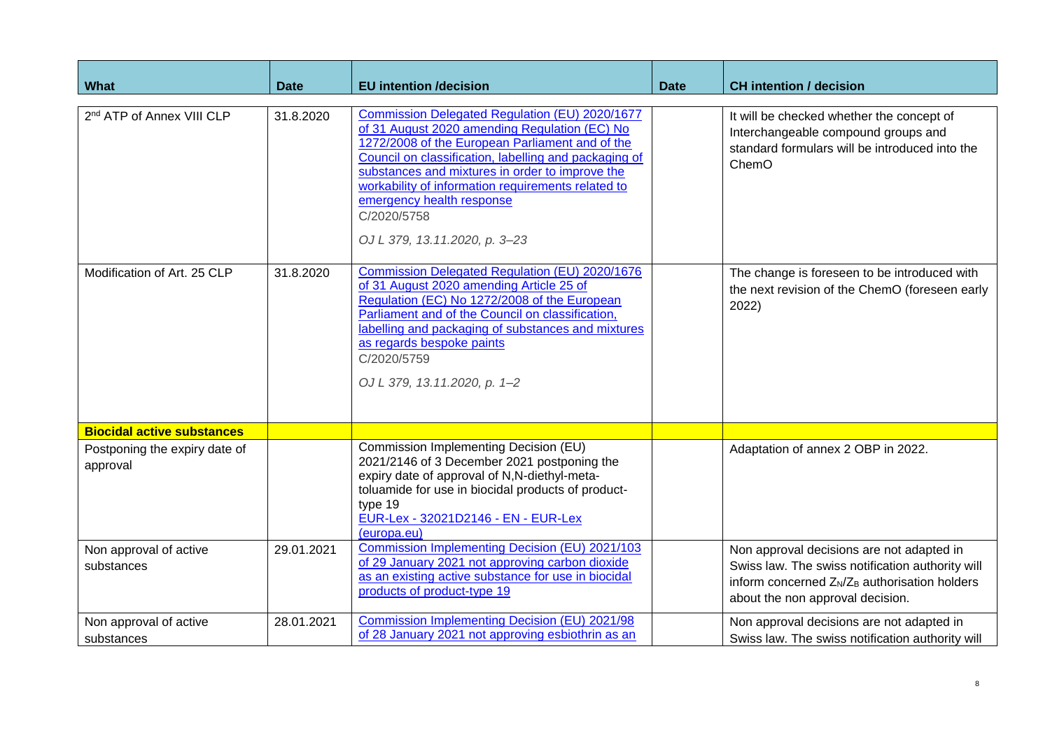| What | Date | EU intention /decision | Date | CH intention / decision |
|---|---|---|---|---|
| 2nd ATP of Annex VIII CLP | 31.8.2020 | Commission Delegated Regulation (EU) 2020/1677 of 31 August 2020 amending Regulation (EC) No 1272/2008 of the European Parliament and of the Council on classification, labelling and packaging of substances and mixtures in order to improve the workability of information requirements related to emergency health response<br>C/2020/5758<br>*OJ L 379, 13.11.2020, p. 3–23* | | It will be checked whether the concept of Interchangeable compound groups and standard formulars will be introduced into the ChemO |
| Modification of Art. 25 CLP | 31.8.2020 | Commission Delegated Regulation (EU) 2020/1676 of 31 August 2020 amending Article 25 of Regulation (EC) No 1272/2008 of the European Parliament and of the Council on classification, labelling and packaging of substances and mixtures as regards bespoke paints<br>C/2020/5759<br>*OJ L 379, 13.11.2020, p. 1–2* | | The change is foreseen to be introduced with the next revision of the ChemO (foreseen early 2022) |
| **Biocidal active substances** | | | | |
| Postponing the expiry date of approval | | Commission Implementing Decision (EU) 2021/2146 of 3 December 2021 postponing the expiry date of approval of N,N-diethyl-meta-toluamide for use in biocidal products of product-type 19<br>EUR-Lex - 32021D2146 - EN - EUR-Lex (europa.eu) | | Adaptation of annex 2 OBP in 2022. |
| Non approval of active substances | 29.01.2021 | Commission Implementing Decision (EU) 2021/103 of 29 January 2021 not approving carbon dioxide as an existing active substance for use in biocidal products of product-type 19 | | Non approval decisions are not adapted in Swiss law. The swiss notification authority will inform concerned $Z_N$/$Z_B$ authorisation holders about the non approval decision. |
| Non approval of active substances | 28.01.2021 | Commission Implementing Decision (EU) 2021/98 of 28 January 2021 not approving esbiothrin as an | | Non approval decisions are not adapted in Swiss law. The swiss notification authority will |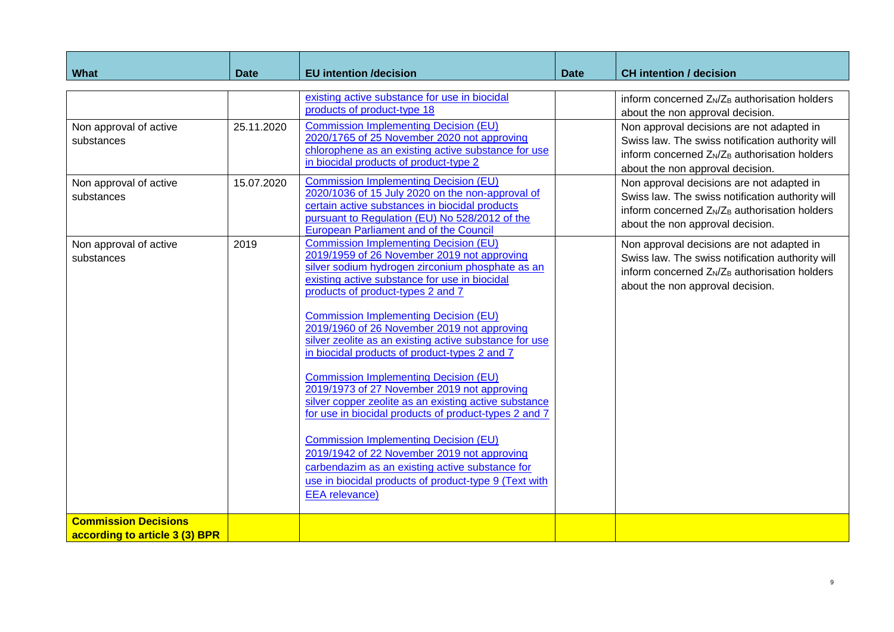| What | Date | EU intention /decision | Date | CH intention / decision |
|---|---|---|---|---|
| | | existing active substance for use in biocidal products of product-type 18 | | inform concerned $Z_N/Z_B$ authorisation holders about the non approval decision. |
| Non approval of active substances | 25.11.2020 | Commission Implementing Decision (EU) 2020/1765 of 25 November 2020 not approving chlorophene as an existing active substance for use in biocidal products of product-type 2 | | Non approval decisions are not adapted in Swiss law. The swiss notification authority will inform concerned $Z_N/Z_B$ authorisation holders about the non approval decision. |
| Non approval of active substances | 15.07.2020 | Commission Implementing Decision (EU) 2020/1036 of 15 July 2020 on the non-approval of certain active substances in biocidal products pursuant to Regulation (EU) No 528/2012 of the European Parliament and of the Council | | Non approval decisions are not adapted in Swiss law. The swiss notification authority will inform concerned $Z_N/Z_B$ authorisation holders about the non approval decision. |
| Non approval of active substances | 2019 | Commission Implementing Decision (EU) 2019/1959 of 26 November 2019 not approving silver sodium hydrogen zirconium phosphate as an existing active substance for use in biocidal products of product-types 2 and 7<br><br>Commission Implementing Decision (EU) 2019/1960 of 26 November 2019 not approving silver zeolite as an existing active substance for use in biocidal products of product-types 2 and 7<br><br>Commission Implementing Decision (EU) 2019/1973 of 27 November 2019 not approving silver copper zeolite as an existing active substance for use in biocidal products of product-types 2 and 7<br><br>Commission Implementing Decision (EU) 2019/1942 of 22 November 2019 not approving carbendazim as an existing active substance for use in biocidal products of product-type 9 (Text with EEA relevance) | | Non approval decisions are not adapted in Swiss law. The swiss notification authority will inform concerned $Z_N/Z_B$ authorisation holders about the non approval decision. |
| **Commission Decisions according to article 3 (3) BPR** | | | | |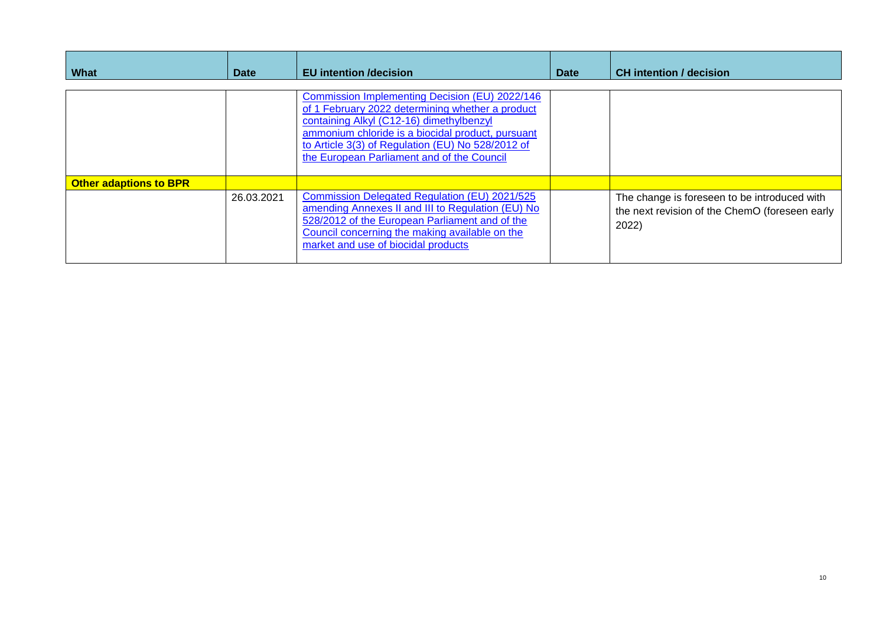| What | Date | EU intention /decision | Date | CH intention / decision |
|---|---|---|---|---|
| | | Commission Implementing Decision (EU) 2022/146 of 1 February 2022 determining whether a product containing Alkyl (C12-16) dimethylbenzyl ammonium chloride is a biocidal product, pursuant to Article 3(3) of Regulation (EU) No 528/2012 of the European Parliament and of the Council | | |
| **Other adaptions to BPR** | | | | |
| | 26.03.2021 | Commission Delegated Regulation (EU) 2021/525 amending Annexes II and III to Regulation (EU) No 528/2012 of the European Parliament and of the Council concerning the making available on the market and use of biocidal products | | The change is foreseen to be introduced with the next revision of the ChemO (foreseen early 2022) |